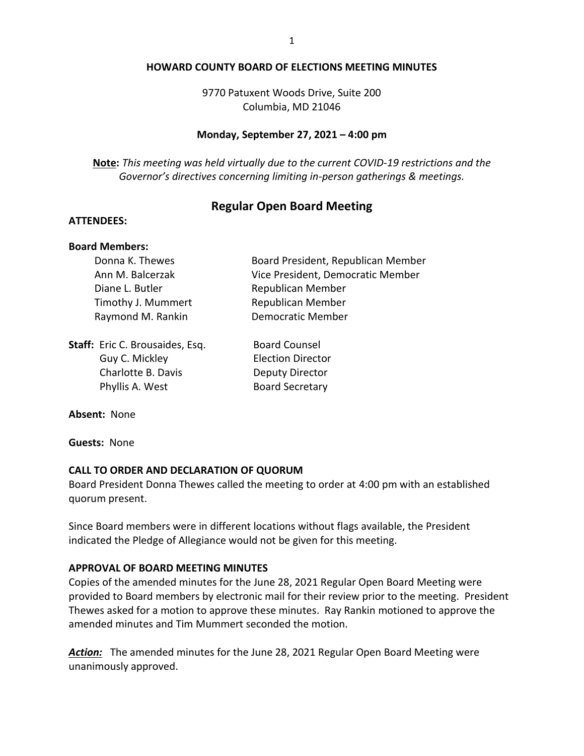# HOWARD COUNTY BOARD OF ELECTIONS MEETING MINUTES

9770 Patuxent Woods Drive, Suite 200
Columbia, MD 21046

**Monday, September 27, 2021 – 4:00 pm**

**Note:** *This meeting was held virtually due to the current COVID-19 restrictions and the Governor's directives concerning limiting in-person gatherings & meetings.*

## Regular Open Board Meeting

**ATTENDEES:**

**Board Members:**

| | |
|---|---|
| Donna K. Thewes | Board President, Republican Member |
| Ann M. Balcerzak | Vice President, Democratic Member |
| Diane L. Butler | Republican Member |
| Timothy J. Mummert | Republican Member |
| Raymond M. Rankin | Democratic Member |

**Staff:**

| | |
|---|---|
| Eric C. Brousaides, Esq. | Board Counsel |
| Guy C. Mickley | Election Director |
| Charlotte B. Davis | Deputy Director |
| Phyllis A. West | Board Secretary |

**Absent:** None

**Guests:** None

### CALL TO ORDER AND DECLARATION OF QUORUM

Board President Donna Thewes called the meeting to order at 4:00 pm with an established quorum present.

Since Board members were in different locations without flags available, the President indicated the Pledge of Allegiance would not be given for this meeting.

### APPROVAL OF BOARD MEETING MINUTES

Copies of the amended minutes for the June 28, 2021 Regular Open Board Meeting were provided to Board members by electronic mail for their review prior to the meeting. President Thewes asked for a motion to approve these minutes. Ray Rankin motioned to approve the amended minutes and Tim Mummert seconded the motion.

***Action:*** The amended minutes for the June 28, 2021 Regular Open Board Meeting were unanimously approved.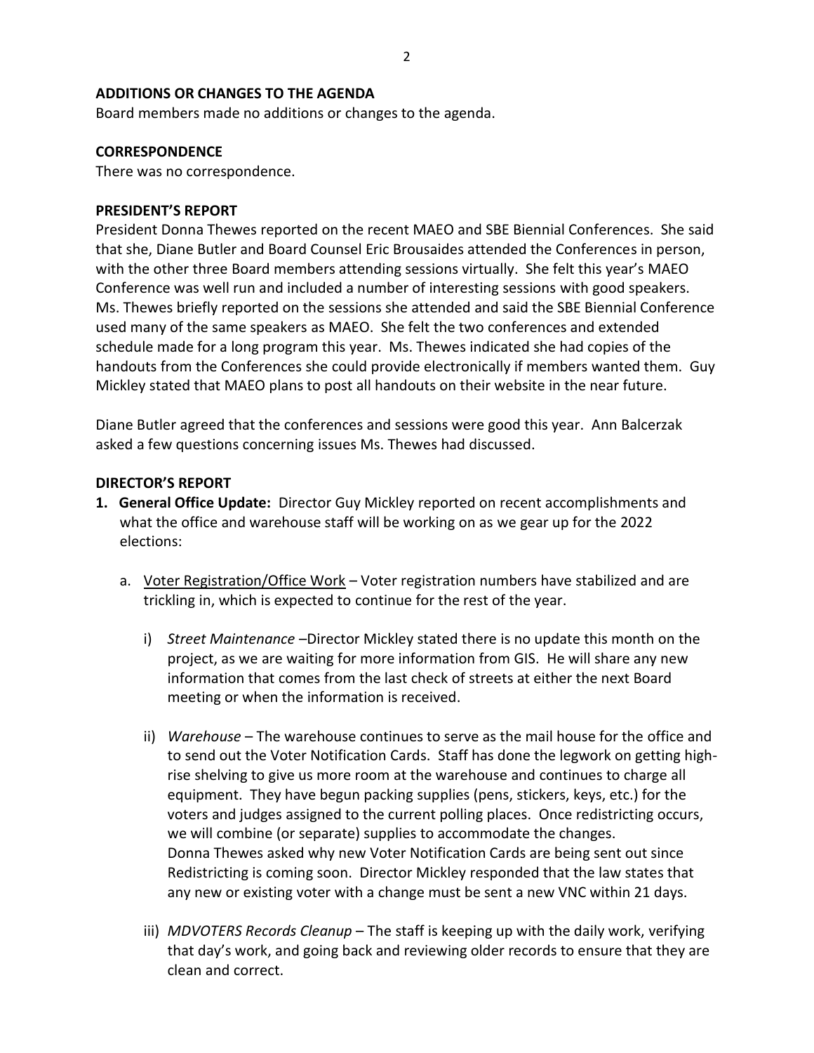**ADDITIONS OR CHANGES TO THE AGENDA**
Board members made no additions or changes to the agenda.

**CORRESPONDENCE**
There was no correspondence.

**PRESIDENT'S REPORT**
President Donna Thewes reported on the recent MAEO and SBE Biennial Conferences. She said that she, Diane Butler and Board Counsel Eric Brousaides attended the Conferences in person, with the other three Board members attending sessions virtually. She felt this year's MAEO Conference was well run and included a number of interesting sessions with good speakers. Ms. Thewes briefly reported on the sessions she attended and said the SBE Biennial Conference used many of the same speakers as MAEO. She felt the two conferences and extended schedule made for a long program this year. Ms. Thewes indicated she had copies of the handouts from the Conferences she could provide electronically if members wanted them. Guy Mickley stated that MAEO plans to post all handouts on their website in the near future.

Diane Butler agreed that the conferences and sessions were good this year. Ann Balcerzak asked a few questions concerning issues Ms. Thewes had discussed.

**DIRECTOR'S REPORT**

1. **General Office Update:** Director Guy Mickley reported on recent accomplishments and what the office and warehouse staff will be working on as we gear up for the 2022 elections:

   a. Voter Registration/Office Work – Voter registration numbers have stabilized and are trickling in, which is expected to continue for the rest of the year.

      i) *Street Maintenance* –Director Mickley stated there is no update this month on the project, as we are waiting for more information from GIS. He will share any new information that comes from the last check of streets at either the next Board meeting or when the information is received.

      ii) *Warehouse* – The warehouse continues to serve as the mail house for the office and to send out the Voter Notification Cards. Staff has done the legwork on getting high-rise shelving to give us more room at the warehouse and continues to charge all equipment. They have begun packing supplies (pens, stickers, keys, etc.) for the voters and judges assigned to the current polling places. Once redistricting occurs, we will combine (or separate) supplies to accommodate the changes.
      Donna Thewes asked why new Voter Notification Cards are being sent out since Redistricting is coming soon. Director Mickley responded that the law states that any new or existing voter with a change must be sent a new VNC within 21 days.

      iii) *MDVOTERS Records Cleanup* – The staff is keeping up with the daily work, verifying that day's work, and going back and reviewing older records to ensure that they are clean and correct.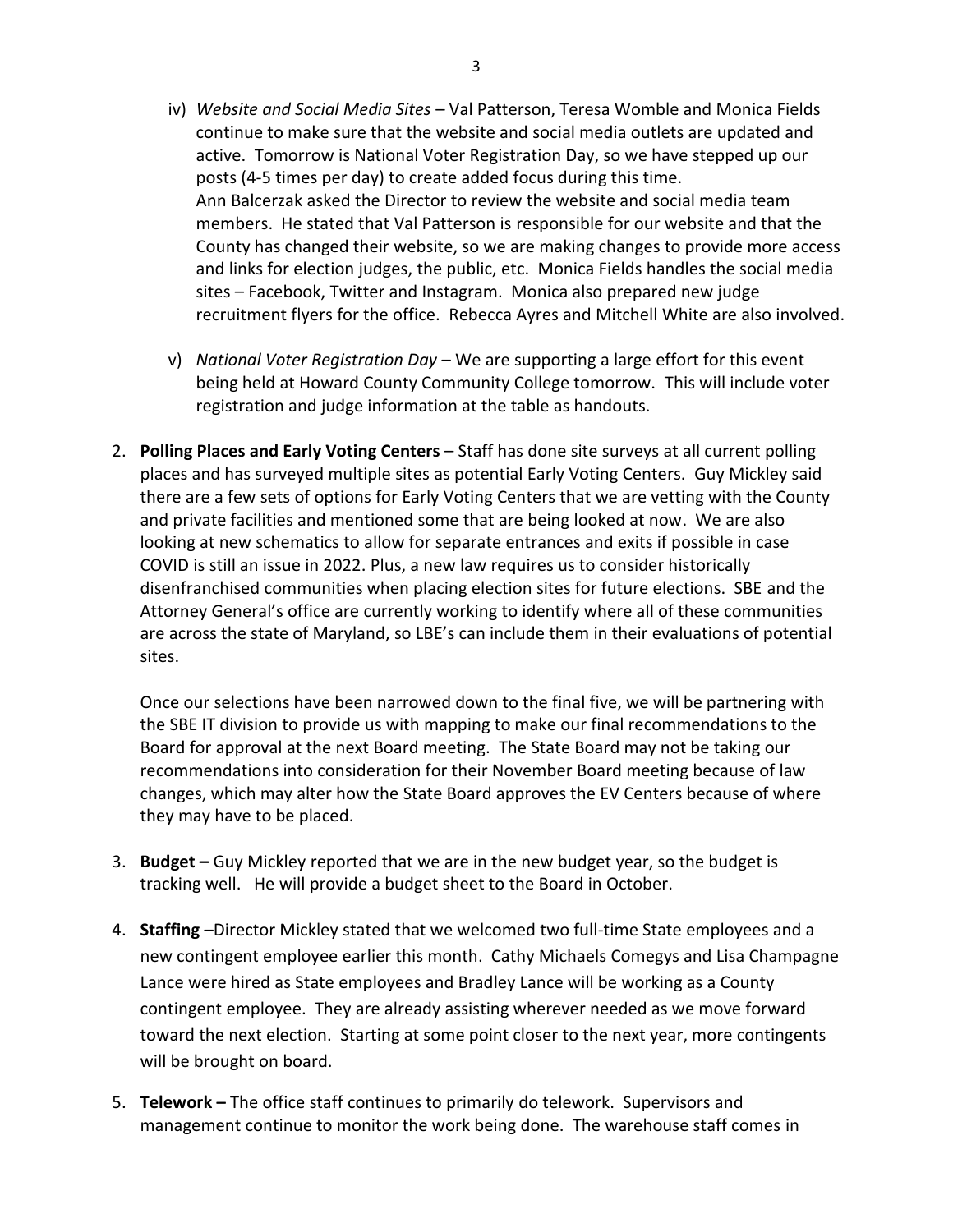iv) *Website and Social Media Sites* – Val Patterson, Teresa Womble and Monica Fields continue to make sure that the website and social media outlets are updated and active. Tomorrow is National Voter Registration Day, so we have stepped up our posts (4-5 times per day) to create added focus during this time.
Ann Balcerzak asked the Director to review the website and social media team members. He stated that Val Patterson is responsible for our website and that the County has changed their website, so we are making changes to provide more access and links for election judges, the public, etc. Monica Fields handles the social media sites – Facebook, Twitter and Instagram. Monica also prepared new judge recruitment flyers for the office. Rebecca Ayres and Mitchell White are also involved.

v) *National Voter Registration Day* – We are supporting a large effort for this event being held at Howard County Community College tomorrow. This will include voter registration and judge information at the table as handouts.

2. **Polling Places and Early Voting Centers** – Staff has done site surveys at all current polling places and has surveyed multiple sites as potential Early Voting Centers. Guy Mickley said there are a few sets of options for Early Voting Centers that we are vetting with the County and private facilities and mentioned some that are being looked at now. We are also looking at new schematics to allow for separate entrances and exits if possible in case COVID is still an issue in 2022. Plus, a new law requires us to consider historically disenfranchised communities when placing election sites for future elections. SBE and the Attorney General's office are currently working to identify where all of these communities are across the state of Maryland, so LBE's can include them in their evaluations of potential sites.

   Once our selections have been narrowed down to the final five, we will be partnering with the SBE IT division to provide us with mapping to make our final recommendations to the Board for approval at the next Board meeting. The State Board may not be taking our recommendations into consideration for their November Board meeting because of law changes, which may alter how the State Board approves the EV Centers because of where they may have to be placed.

3. **Budget –** Guy Mickley reported that we are in the new budget year, so the budget is tracking well. He will provide a budget sheet to the Board in October.

4. **Staffing** –Director Mickley stated that we welcomed two full-time State employees and a new contingent employee earlier this month. Cathy Michaels Comegys and Lisa Champagne Lance were hired as State employees and Bradley Lance will be working as a County contingent employee. They are already assisting wherever needed as we move forward toward the next election. Starting at some point closer to the next year, more contingents will be brought on board.

5. **Telework –** The office staff continues to primarily do telework. Supervisors and management continue to monitor the work being done. The warehouse staff comes in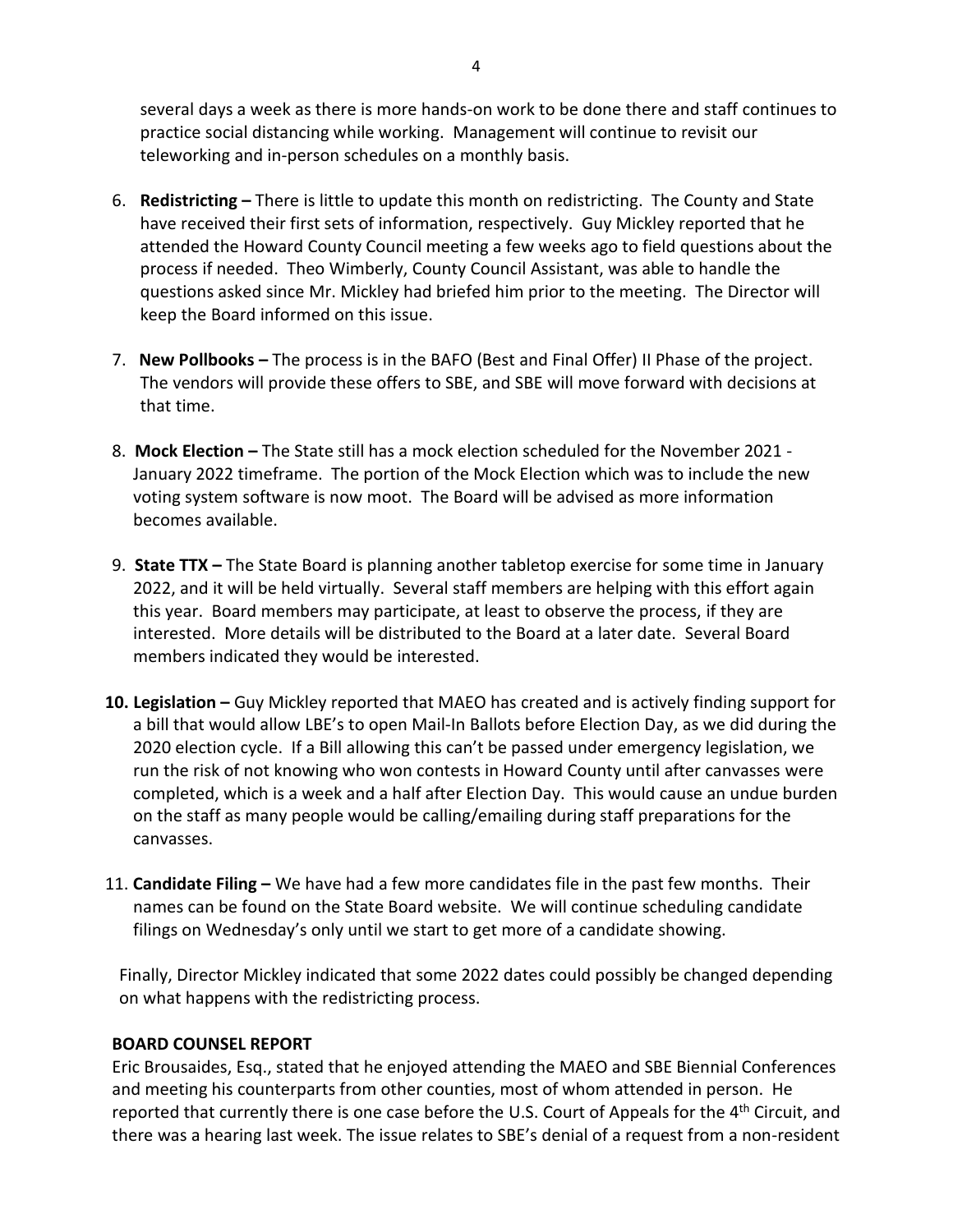several days a week as there is more hands-on work to be done there and staff continues to practice social distancing while working. Management will continue to revisit our teleworking and in-person schedules on a monthly basis.

6. **Redistricting –** There is little to update this month on redistricting. The County and State have received their first sets of information, respectively. Guy Mickley reported that he attended the Howard County Council meeting a few weeks ago to field questions about the process if needed. Theo Wimberly, County Council Assistant, was able to handle the questions asked since Mr. Mickley had briefed him prior to the meeting. The Director will keep the Board informed on this issue.

7. **New Pollbooks –** The process is in the BAFO (Best and Final Offer) II Phase of the project. The vendors will provide these offers to SBE, and SBE will move forward with decisions at that time.

8. **Mock Election –** The State still has a mock election scheduled for the November 2021 - January 2022 timeframe. The portion of the Mock Election which was to include the new voting system software is now moot. The Board will be advised as more information becomes available.

9. **State TTX –** The State Board is planning another tabletop exercise for some time in January 2022, and it will be held virtually. Several staff members are helping with this effort again this year. Board members may participate, at least to observe the process, if they are interested. More details will be distributed to the Board at a later date. Several Board members indicated they would be interested.

10. **Legislation –** Guy Mickley reported that MAEO has created and is actively finding support for a bill that would allow LBE's to open Mail-In Ballots before Election Day, as we did during the 2020 election cycle. If a Bill allowing this can't be passed under emergency legislation, we run the risk of not knowing who won contests in Howard County until after canvasses were completed, which is a week and a half after Election Day. This would cause an undue burden on the staff as many people would be calling/emailing during staff preparations for the canvasses.

11. **Candidate Filing –** We have had a few more candidates file in the past few months. Their names can be found on the State Board website. We will continue scheduling candidate filings on Wednesday's only until we start to get more of a candidate showing.

Finally, Director Mickley indicated that some 2022 dates could possibly be changed depending on what happens with the redistricting process.

**BOARD COUNSEL REPORT**

Eric Brousaides, Esq., stated that he enjoyed attending the MAEO and SBE Biennial Conferences and meeting his counterparts from other counties, most of whom attended in person. He reported that currently there is one case before the U.S. Court of Appeals for the 4th Circuit, and there was a hearing last week. The issue relates to SBE's denial of a request from a non-resident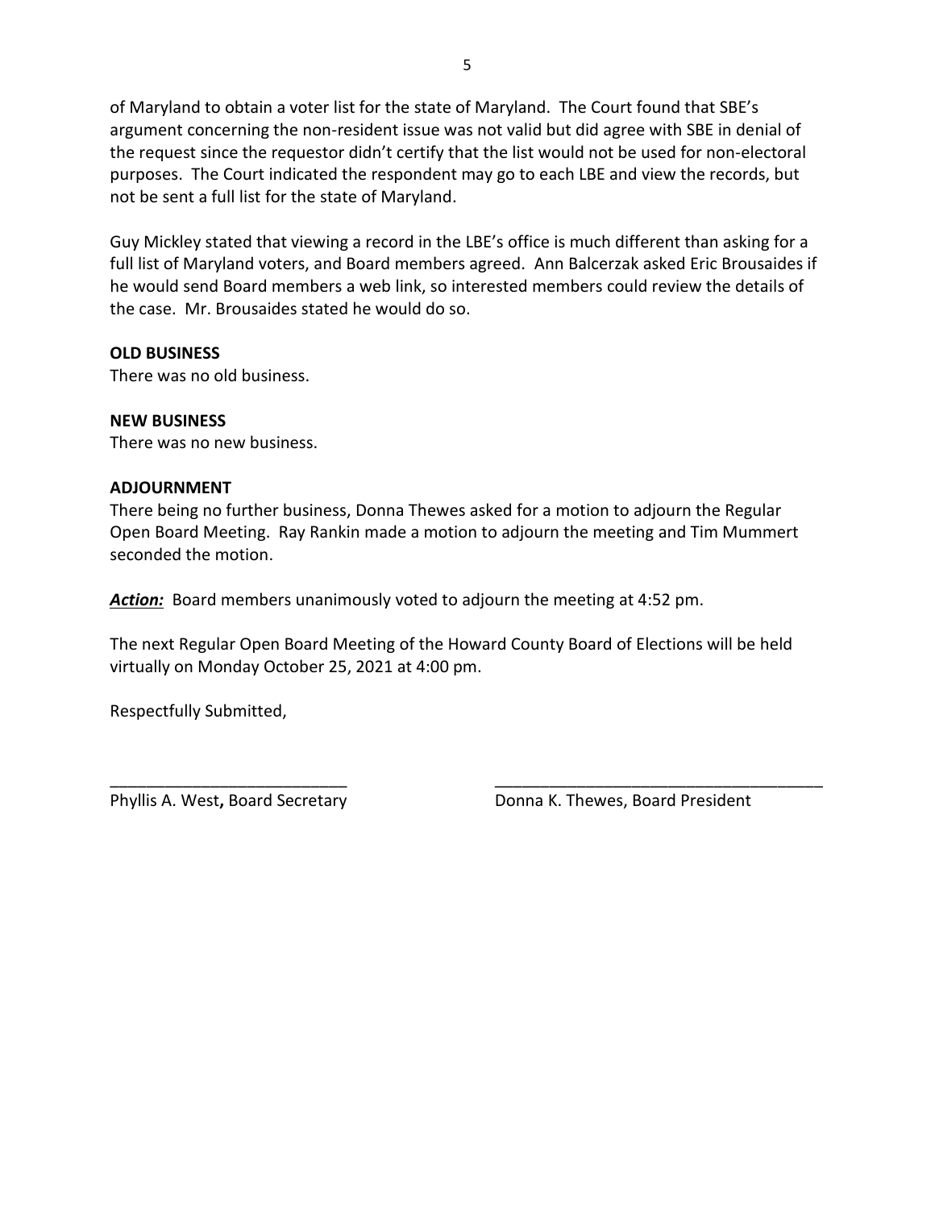of Maryland to obtain a voter list for the state of Maryland. The Court found that SBE's argument concerning the non-resident issue was not valid but did agree with SBE in denial of the request since the requestor didn't certify that the list would not be used for non-electoral purposes. The Court indicated the respondent may go to each LBE and view the records, but not be sent a full list for the state of Maryland.

Guy Mickley stated that viewing a record in the LBE's office is much different than asking for a full list of Maryland voters, and Board members agreed. Ann Balcerzak asked Eric Brousaides if he would send Board members a web link, so interested members could review the details of the case. Mr. Brousaides stated he would do so.

**OLD BUSINESS**

There was no old business.

**NEW BUSINESS**

There was no new business.

**ADJOURNMENT**

There being no further business, Donna Thewes asked for a motion to adjourn the Regular Open Board Meeting. Ray Rankin made a motion to adjourn the meeting and Tim Mummert seconded the motion.

***Action:*** Board members unanimously voted to adjourn the meeting at 4:52 pm.

The next Regular Open Board Meeting of the Howard County Board of Elections will be held virtually on Monday October 25, 2021 at 4:00 pm.

Respectfully Submitted,

\_\_\_\_\_\_\_\_\_\_\_\_\_\_\_\_\_\_\_\_\_\_\_\_\_\_
Phyllis A. West, Board Secretary

\_\_\_\_\_\_\_\_\_\_\_\_\_\_\_\_\_\_\_\_\_\_\_\_\_\_\_\_\_\_\_\_\_\_\_\_
Donna K. Thewes, Board President